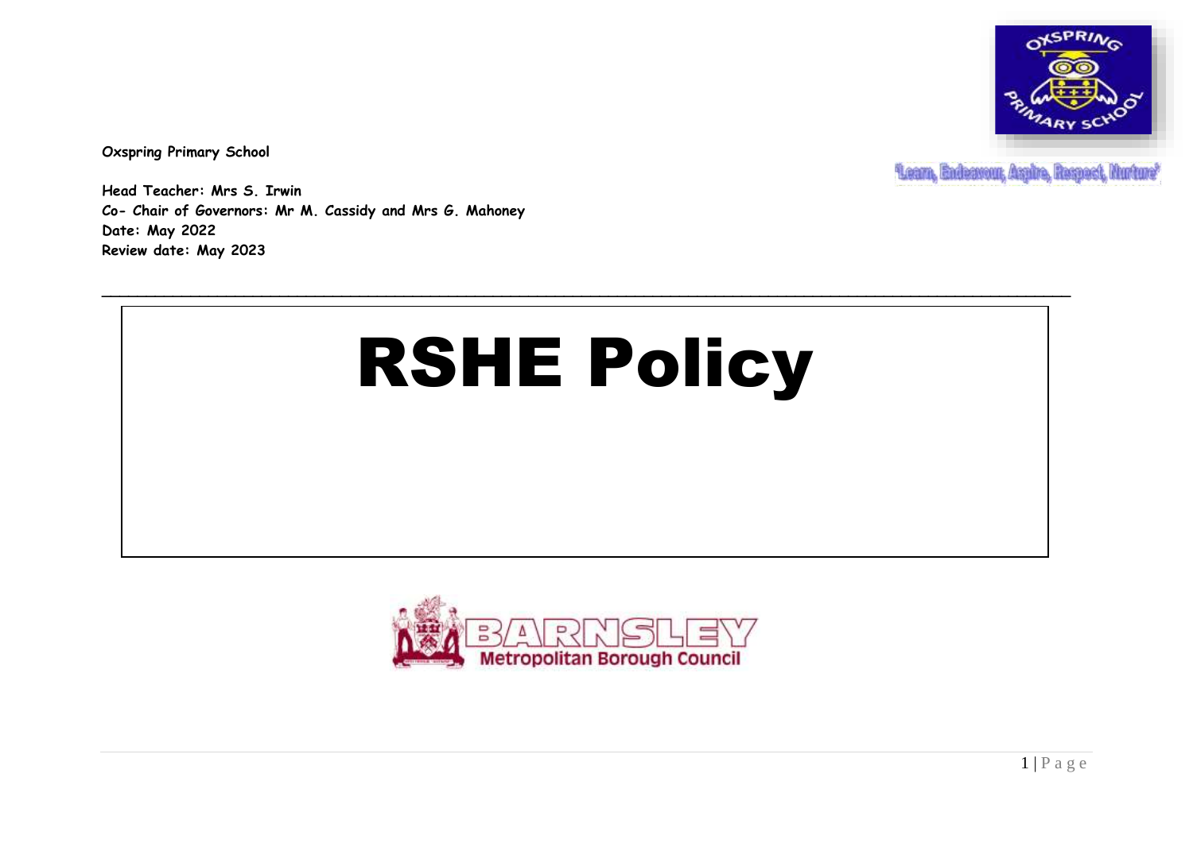'Learn, Endeavour, Aspire, Respect, Nurture'

**Oxspring Primary School**

**Head Teacher: Mrs S. Irwin**
**Co- Chair of Governors: Mr M. Cassidy and Mrs G. Mahoney**
**Date: May 2022**
**Review date: May 2023**

---

# RSHE Policy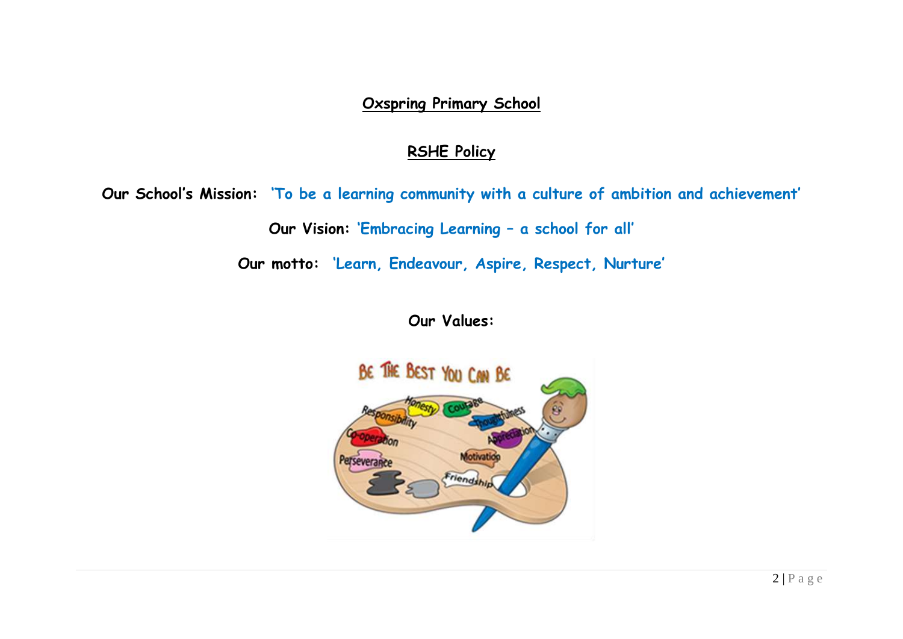# Oxspring Primary School

## RSHE Policy

**Our School's Mission:** 'To be a learning community with a culture of ambition and achievement'

**Our Vision:** 'Embracing Learning – a school for all'

**Our motto:** 'Learn, Endeavour, Aspire, Respect, Nurture'

**Our Values:**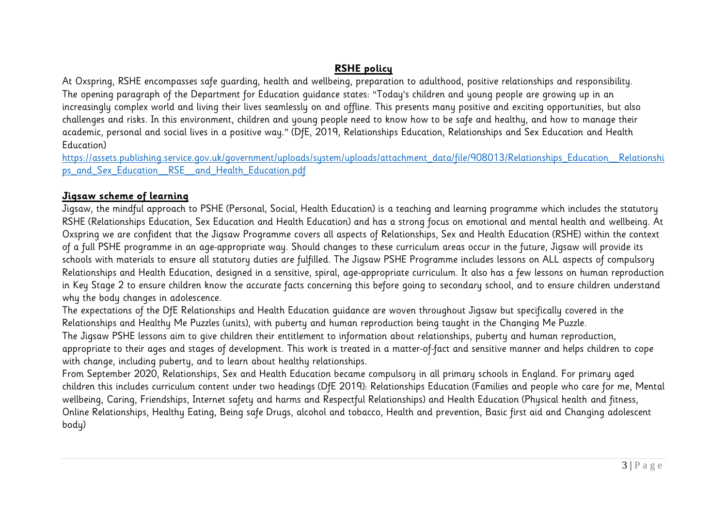## RSHE policy

At Oxspring, RSHE encompasses safe guarding, health and wellbeing, preparation to adulthood, positive relationships and responsibility. The opening paragraph of the Department for Education guidance states: "Today's children and young people are growing up in an increasingly complex world and living their lives seamlessly on and offline. This presents many positive and exciting opportunities, but also challenges and risks. In this environment, children and young people need to know how to be safe and healthy, and how to manage their academic, personal and social lives in a positive way." (DfE, 2019, Relationships Education, Relationships and Sex Education and Health Education)

[https://assets.publishing.service.gov.uk/government/uploads/system/uploads/attachment_data/file/908013/Relationships_Education__Relationships_and_Sex_Education__RSE__and_Health_Education.pdf](https://assets.publishing.service.gov.uk/government/uploads/system/uploads/attachment_data/file/908013/Relationships_Education__Relationships_and_Sex_Education__RSE__and_Health_Education.pdf)

### Jigsaw scheme of learning

Jigsaw, the mindful approach to PSHE (Personal, Social, Health Education) is a teaching and learning programme which includes the statutory RSHE (Relationships Education, Sex Education and Health Education) and has a strong focus on emotional and mental health and wellbeing. At Oxspring we are confident that the Jigsaw Programme covers all aspects of Relationships, Sex and Health Education (RSHE) within the context of a full PSHE programme in an age-appropriate way. Should changes to these curriculum areas occur in the future, Jigsaw will provide its schools with materials to ensure all statutory duties are fulfilled. The Jigsaw PSHE Programme includes lessons on ALL aspects of compulsory Relationships and Health Education, designed in a sensitive, spiral, age-appropriate curriculum. It also has a few lessons on human reproduction in Key Stage 2 to ensure children know the accurate facts concerning this before going to secondary school, and to ensure children understand why the body changes in adolescence.

The expectations of the DfE Relationships and Health Education guidance are woven throughout Jigsaw but specifically covered in the Relationships and Healthy Me Puzzles (units), with puberty and human reproduction being taught in the Changing Me Puzzle.

The Jigsaw PSHE lessons aim to give children their entitlement to information about relationships, puberty and human reproduction, appropriate to their ages and stages of development. This work is treated in a matter-of-fact and sensitive manner and helps children to cope with change, including puberty, and to learn about healthy relationships.

From September 2020, Relationships, Sex and Health Education became compulsory in all primary schools in England. For primary aged children this includes curriculum content under two headings (DfE 2019): Relationships Education (Families and people who care for me, Mental wellbeing, Caring, Friendships, Internet safety and harms and Respectful Relationships) and Health Education (Physical health and fitness, Online Relationships, Healthy Eating, Being safe Drugs, alcohol and tobacco, Health and prevention, Basic first aid and Changing adolescent body)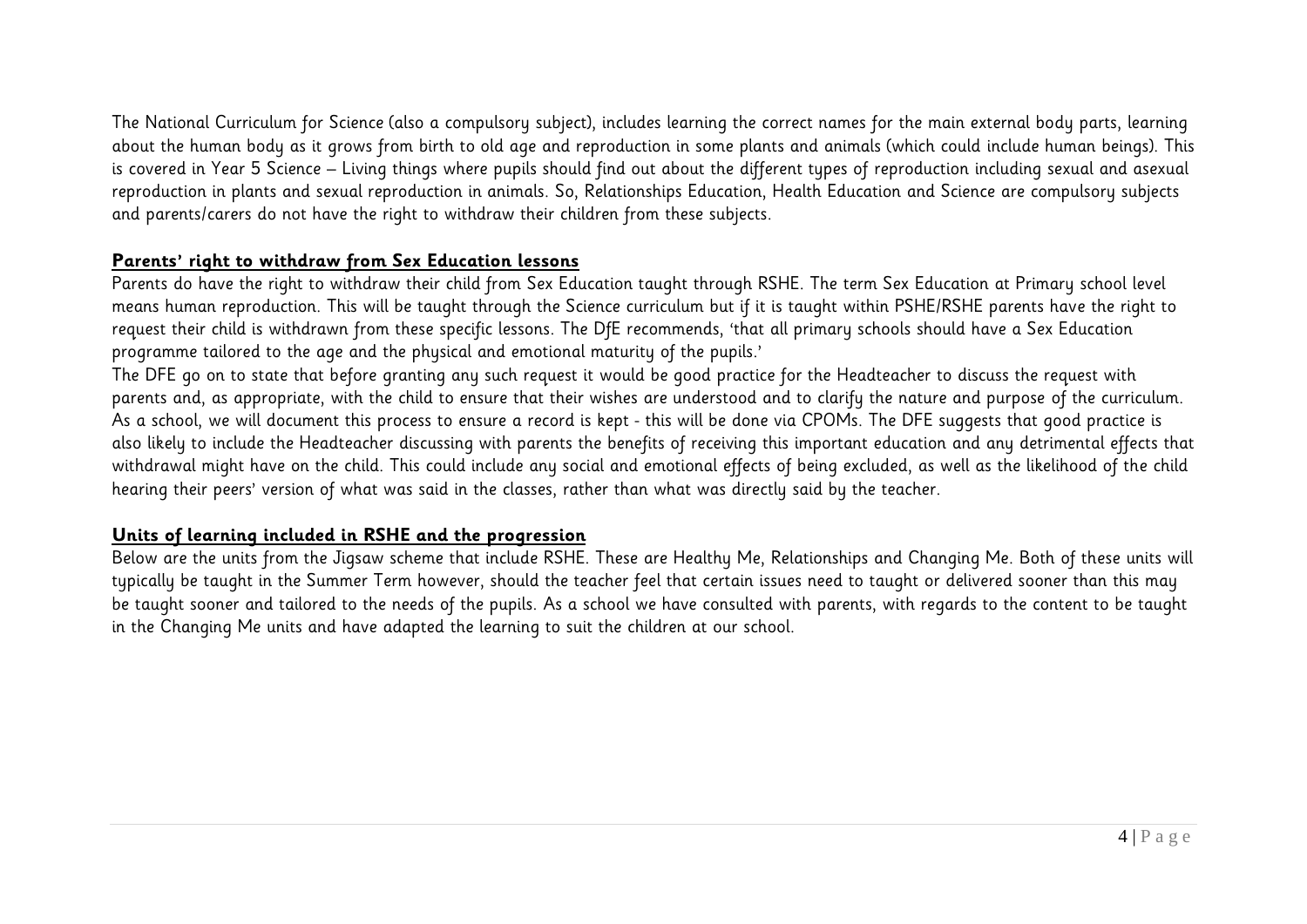The National Curriculum for Science (also a compulsory subject), includes learning the correct names for the main external body parts, learning about the human body as it grows from birth to old age and reproduction in some plants and animals (which could include human beings). This is covered in Year 5 Science – Living things where pupils should find out about the different types of reproduction including sexual and asexual reproduction in plants and sexual reproduction in animals. So, Relationships Education, Health Education and Science are compulsory subjects and parents/carers do not have the right to withdraw their children from these subjects.

## Parents' right to withdraw from Sex Education lessons

Parents do have the right to withdraw their child from Sex Education taught through RSHE. The term Sex Education at Primary school level means human reproduction. This will be taught through the Science curriculum but if it is taught within PSHE/RSHE parents have the right to request their child is withdrawn from these specific lessons. The DfE recommends, 'that all primary schools should have a Sex Education programme tailored to the age and the physical and emotional maturity of the pupils.'

The DFE go on to state that before granting any such request it would be good practice for the Headteacher to discuss the request with parents and, as appropriate, with the child to ensure that their wishes are understood and to clarify the nature and purpose of the curriculum. As a school, we will document this process to ensure a record is kept - this will be done via CPOMs. The DFE suggests that good practice is also likely to include the Headteacher discussing with parents the benefits of receiving this important education and any detrimental effects that withdrawal might have on the child. This could include any social and emotional effects of being excluded, as well as the likelihood of the child hearing their peers' version of what was said in the classes, rather than what was directly said by the teacher.

## Units of learning included in RSHE and the progression

Below are the units from the Jigsaw scheme that include RSHE. These are Healthy Me, Relationships and Changing Me. Both of these units will typically be taught in the Summer Term however, should the teacher feel that certain issues need to taught or delivered sooner than this may be taught sooner and tailored to the needs of the pupils. As a school we have consulted with parents, with regards to the content to be taught in the Changing Me units and have adapted the learning to suit the children at our school.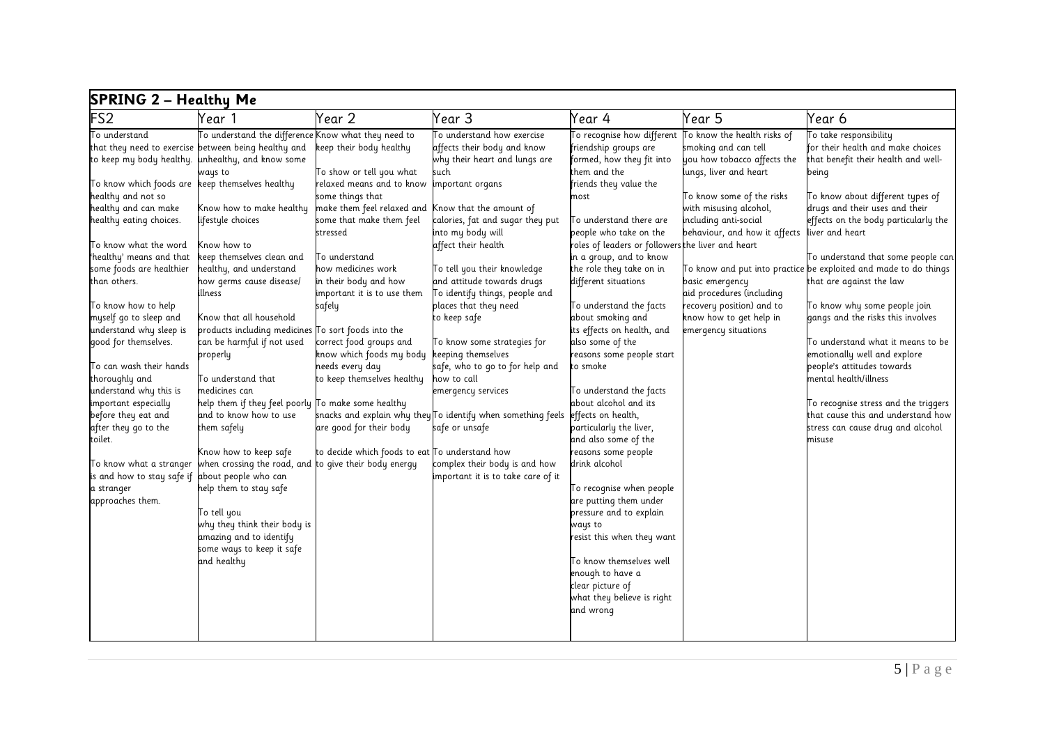## SPRING 2 – Healthy Me

| FS2 | Year 1 | Year 2 | Year 3 | Year 4 | Year 5 | Year 6 |
|---|---|---|---|---|---|---|
| To understand that they need to exercise to keep my body healthy.<br><br>To know which foods are healthy and not so healthy and can make healthy eating choices.<br><br>To know what the word 'healthy' means and that some foods are healthier than others.<br><br>To know how to help myself go to sleep and understand why sleep is good for themselves.<br><br>To can wash their hands thoroughly and understand why this is important especially before they eat and after they go to the toilet.<br><br>To know what a stranger is and how to stay safe if a stranger approaches them. | To understand the difference between being healthy and unhealthy, and know some ways to keep themselves healthy<br><br>Know how to make healthy lifestyle choices<br><br>Know how to keep themselves clean and healthy, and understand how germs cause disease/ illness<br><br>Know that all household products including medicines can be harmful if not used properly<br><br>To understand that medicines can help them if they feel poorly and to know how to use them safely<br><br>Know how to keep safe when crossing the road, and about people who can help them to stay safe<br><br>To tell you why they think their body is amazing and to identify some ways to keep it safe and healthy | Know what they need to keep their body healthy<br><br>To show or tell you what relaxed means and to know some things that make them feel relaxed and some that make them feel stressed<br><br>To understand how medicines work in their body and how important it is to use them safely<br><br>To sort foods into the correct food groups and know which foods my body needs every day to keep themselves healthy<br><br>To make some healthy snacks and explain why they are good for their body<br><br>to decide which foods to eat to give their body energy | To understand how exercise affects their body and know why their heart and lungs are such important organs<br><br>Know that the amount of calories, fat and sugar they put into my body will affect their health<br><br>To tell you their knowledge and attitude towards drugs<br>To identify things, people and places that they need to keep safe<br><br>To know some strategies for keeping themselves safe, who to go to for help and how to call emergency services<br><br>To identify when something feels safe or unsafe<br><br>To understand how complex their body is and how important it is to take care of it | To recognise how different friendship groups are formed, how they fit into them and the friends they value the most<br><br>To understand there are people who take on the roles of leaders or followers in a group, and to know the role they take on in different situations<br><br>To understand the facts about smoking and its effects on health, and also some of the reasons some people start to smoke<br><br>To understand the facts about alcohol and its effects on health, particularly the liver, and also some of the reasons some people drink alcohol<br><br>To recognise when people are putting them under pressure and to explain ways to resist this when they want<br><br>To know themselves well enough to have a clear picture of what they believe is right and wrong | To know the health risks of smoking and can tell you how tobacco affects the lungs, liver and heart<br><br>To know some of the risks with misusing alcohol, including anti-social behaviour, and how it affects the liver and heart<br><br>To know and put into practice basic emergency aid procedures (including recovery position) and to know how to get help in emergency situations | To take responsibility for their health and make choices that benefit their health and well-being<br><br>To know about different types of drugs and their uses and their effects on the body particularly the liver and heart<br><br>To understand that some people can be exploited and made to do things that are against the law<br><br>To know why some people join gangs and the risks this involves<br><br>To understand what it means to be emotionally well and explore people's attitudes towards mental health/illness<br><br>To recognise stress and the triggers that cause this and understand how stress can cause drug and alcohol misuse |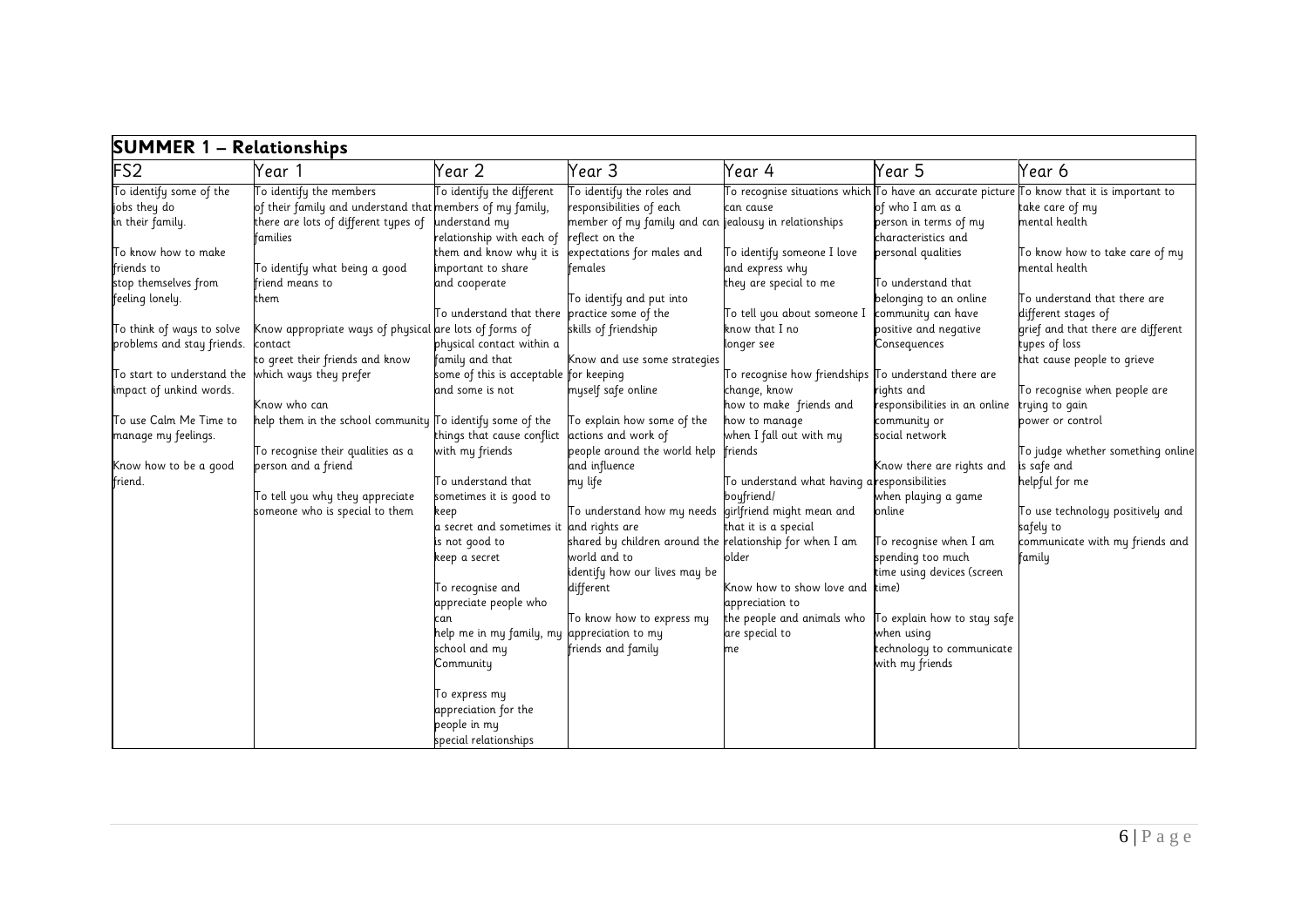## SUMMER 1 – Relationships

| FS2 | Year 1 | Year 2 | Year 3 | Year 4 | Year 5 | Year 6 |
|---|---|---|---|---|---|---|
| To identify some of the jobs they do in their family.<br><br>To know how to make friends to stop themselves from feeling lonely.<br><br>To think of ways to solve problems and stay friends.<br><br>To start to understand the impact of unkind words.<br><br>To use Calm Me Time to manage my feelings.<br><br>Know how to be a good friend. | To identify the members of their family and understand that there are lots of different types of families<br><br>To identify what being a good friend means to them<br><br>Know appropriate ways of physical contact to greet their friends and know which ways they prefer<br><br>Know who can help them in the school community<br><br>To recognise their qualities as a person and a friend<br><br>To tell you why they appreciate someone who is special to them | To identify the different members of my family, understand my relationship with each of them and know why it is important to share and cooperate<br><br>To understand that there are lots of forms of physical contact within a family and that some of this is acceptable and some is not<br><br>To identify some of the things that cause conflict with my friends<br><br>To understand that sometimes it is good to keep a secret and sometimes it is not good to keep a secret<br><br>To recognise and appreciate people who can help me in my family, my school and my Community<br><br>To express my appreciation for the people in my special relationships | To identify the roles and responsibilities of each member of my family and can reflect on the expectations for males and females<br><br>To identify and put into practice some of the skills of friendship<br><br>Know and use some strategies for keeping myself safe online<br><br>To explain how some of the actions and work of people around the world help and influence my life<br><br>To understand how my needs and rights are shared by children around the world and to identify how our lives may be different<br><br>To know how to express my appreciation to my friends and family | To recognise situations which can cause jealousy in relationships<br><br>To identify someone I love and express why they are special to me<br><br>To tell you about someone I know that I no longer see<br><br>To recognise how friendships change, know how to make friends and how to manage when I fall out with my friends<br><br>To understand what having a boyfriend/ girlfriend might mean and that it is a special relationship for when I am older<br><br>Know how to show love and appreciation to the people and animals who are special to me | To have an accurate picture of who I am as a person in terms of my characteristics and personal qualities<br><br>To understand that belonging to an online community can have positive and negative Consequences<br><br>To understand there are rights and responsibilities in an online community or social network<br><br>Know there are rights and responsibilities when playing a game online<br><br>To recognise when I am spending too much time using devices (screen time)<br><br>To explain how to stay safe when using technology to communicate with my friends | To know that it is important to take care of my mental health<br><br>To know how to take care of my mental health<br><br>To understand that there are different stages of grief and that there are different types of loss that cause people to grieve<br><br>To recognise when people are trying to gain power or control<br><br>To judge whether something online is safe and helpful for me<br><br>To use technology positively and safely to communicate with my friends and family |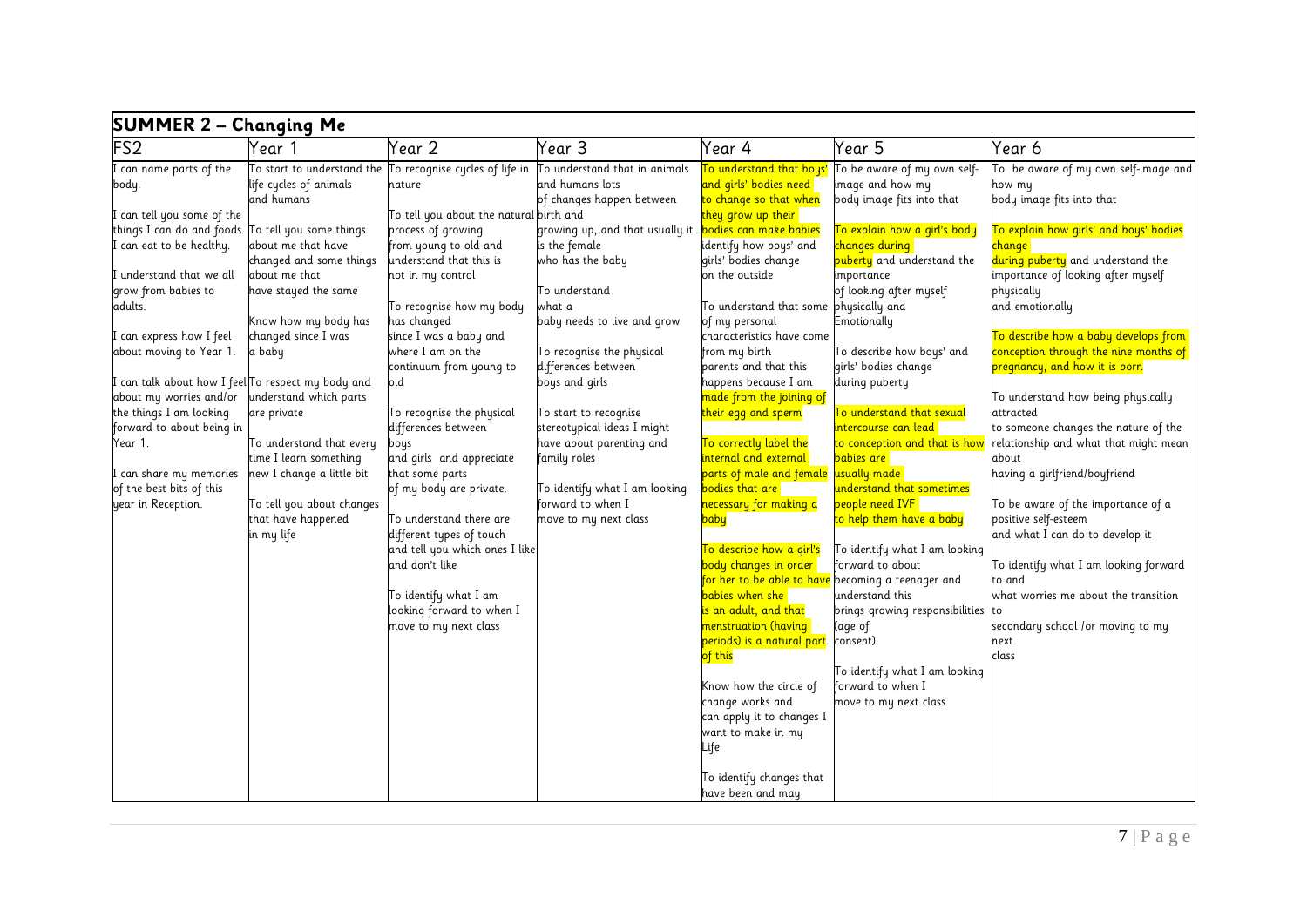## SUMMER 2 – Changing Me

| FS2 | Year 1 | Year 2 | Year 3 | Year 4 | Year 5 | Year 6 |
|---|---|---|---|---|---|---|
| I can name parts of the body.<br><br>I can tell you some of the things I can do and foods I can eat to be healthy.<br><br>I understand that we all grow from babies to adults.<br><br>I can express how I feel about moving to Year 1.<br><br>I can talk about how I feel about my worries and/or the things I am looking forward to about being in Year 1.<br><br>I can share my memories of the best bits of this year in Reception. | To start to understand the life cycles of animals and humans<br><br>To tell you some things about me that have changed and some things about me that have stayed the same<br><br>Know how my body has changed since I was a baby<br><br>To respect my body and understand which parts are private<br><br>To understand that every time I learn something new I change a little bit<br><br>To tell you about changes that have happened in my life | To recognise cycles of life in nature<br><br>To tell you about the natural process of growing from young to old and understand that this is not in my control<br><br>To recognise how my body has changed since I was a baby and where I am on the continuum from young to old<br><br>To recognise the physical differences between boys and girls and appreciate that some parts of my body are private.<br><br>To understand there are different types of touch and tell you which ones I like and don't like<br><br>To identify what I am looking forward to when I move to my next class | To understand that in animals and humans lots of changes happen between birth and growing up, and that usually it is the female who has the baby<br><br>To understand what a baby needs to live and grow<br><br>To recognise the physical differences between boys and girls<br><br>To start to recognise stereotypical ideas I might have about parenting and family roles<br><br>To identify what I am looking forward to when I move to my next class | To understand that boys' and girls' bodies need to change so that when they grow up their bodies can make babies identify how boys' and girls' bodies change on the outside<br><br>To understand that some of my personal characteristics have come from my birth parents and that this happens because I am made from the joining of their egg and sperm<br><br>To correctly label the internal and external parts of male and female bodies that are necessary for making a baby<br><br>To describe how a girl's body changes in order for her to be able to have babies when she is an adult, and that menstruation (having periods) is a natural part of this<br><br>Know how the circle of change works and can apply it to changes I want to make in my Life<br><br>To identify changes that have been and may | To be aware of my own self-image and how my body image fits into that<br><br>To explain how a girl's body changes during puberty and understand the importance of looking after myself physically and Emotionally<br><br>To describe how boys' and girls' bodies change during puberty<br><br>To understand that sexual intercourse can lead to conception and that is how babies are usually made understand that sometimes people need IVF to help them have a baby<br><br>To identify what I am looking forward to about becoming a teenager and understand this brings growing responsibilities (age of consent)<br><br>To identify what I am looking forward to when I move to my next class | To be aware of my own self-image and how my body image fits into that<br><br>To explain how girls' and boys' bodies change during puberty and understand the importance of looking after myself physically and emotionally<br><br>To describe how a baby develops from conception through the nine months of pregnancy, and how it is born<br><br>To understand how being physically attracted to someone changes the nature of the relationship and what that might mean about having a girlfriend/boyfriend<br><br>To be aware of the importance of a positive self-esteem and what I can do to develop it<br><br>To identify what I am looking forward to and what worries me about the transition to secondary school /or moving to my next class |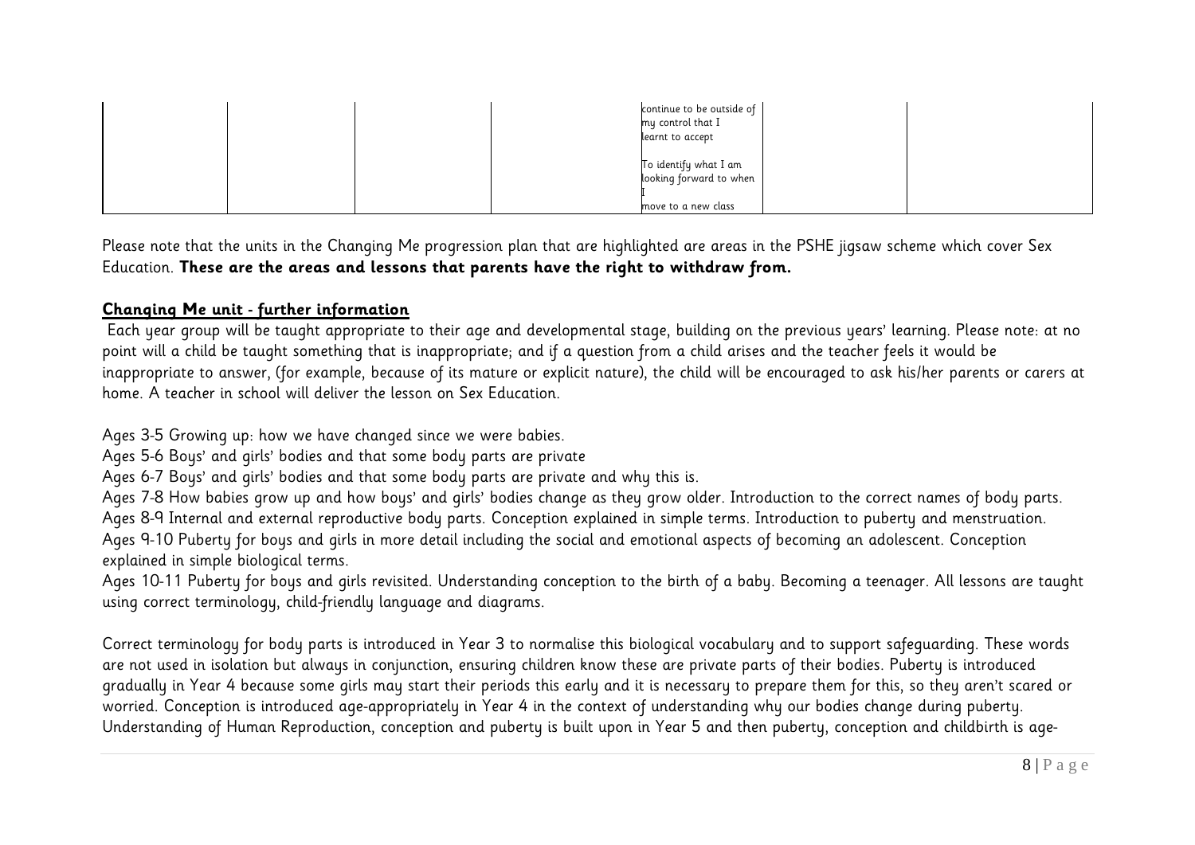| | | | | | | |
|---|---|---|---|---|---|---|
| | | | | continue to be outside of my control that I learnt to accept<br><br>To identify what I am looking forward to when I move to a new class | | |

Please note that the units in the Changing Me progression plan that are highlighted are areas in the PSHE jigsaw scheme which cover Sex Education. **These are the areas and lessons that parents have the right to withdraw from.**

### Changing Me unit - further information

Each year group will be taught appropriate to their age and developmental stage, building on the previous years' learning. Please note: at no point will a child be taught something that is inappropriate; and if a question from a child arises and the teacher feels it would be inappropriate to answer, (for example, because of its mature or explicit nature), the child will be encouraged to ask his/her parents or carers at home. A teacher in school will deliver the lesson on Sex Education.

Ages 3-5 Growing up: how we have changed since we were babies.
Ages 5-6 Boys' and girls' bodies and that some body parts are private
Ages 6-7 Boys' and girls' bodies and that some body parts are private and why this is.
Ages 7-8 How babies grow up and how boys' and girls' bodies change as they grow older. Introduction to the correct names of body parts.
Ages 8-9 Internal and external reproductive body parts. Conception explained in simple terms. Introduction to puberty and menstruation.
Ages 9-10 Puberty for boys and girls in more detail including the social and emotional aspects of becoming an adolescent. Conception explained in simple biological terms.
Ages 10-11 Puberty for boys and girls revisited. Understanding conception to the birth of a baby. Becoming a teenager. All lessons are taught using correct terminology, child-friendly language and diagrams.

Correct terminology for body parts is introduced in Year 3 to normalise this biological vocabulary and to support safeguarding. These words are not used in isolation but always in conjunction, ensuring children know these are private parts of their bodies. Puberty is introduced gradually in Year 4 because some girls may start their periods this early and it is necessary to prepare them for this, so they aren't scared or worried. Conception is introduced age-appropriately in Year 4 in the context of understanding why our bodies change during puberty. Understanding of Human Reproduction, conception and puberty is built upon in Year 5 and then puberty, conception and childbirth is age-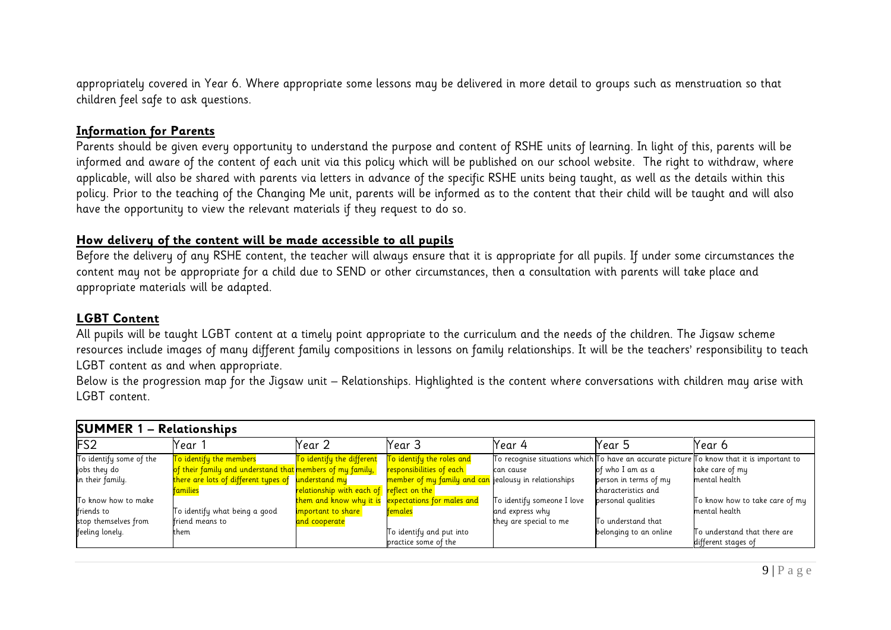appropriately covered in Year 6. Where appropriate some lessons may be delivered in more detail to groups such as menstruation so that children feel safe to ask questions.

## Information for Parents

Parents should be given every opportunity to understand the purpose and content of RSHE units of learning. In light of this, parents will be informed and aware of the content of each unit via this policy which will be published on our school website. The right to withdraw, where applicable, will also be shared with parents via letters in advance of the specific RSHE units being taught, as well as the details within this policy. Prior to the teaching of the Changing Me unit, parents will be informed as to the content that their child will be taught and will also have the opportunity to view the relevant materials if they request to do so.

## How delivery of the content will be made accessible to all pupils

Before the delivery of any RSHE content, the teacher will always ensure that it is appropriate for all pupils. If under some circumstances the content may not be appropriate for a child due to SEND or other circumstances, then a consultation with parents will take place and appropriate materials will be adapted.

## LGBT Content

All pupils will be taught LGBT content at a timely point appropriate to the curriculum and the needs of the children. The Jigsaw scheme resources include images of many different family compositions in lessons on family relationships. It will be the teachers' responsibility to teach LGBT content as and when appropriate.

Below is the progression map for the Jigsaw unit – Relationships. Highlighted is the content where conversations with children may arise with LGBT content.

| **SUMMER 1 – Relationships** | | | | | | |
|---|---|---|---|---|---|---|
| FS2 | Year 1 | Year 2 | Year 3 | Year 4 | Year 5 | Year 6 |
| To identify some of the jobs they do in their family.<br><br>To know how to make friends to stop themselves from feeling lonely. | To identify the members of their family and understand that there are lots of different types of families<br><br>To identify what being a good friend means to them | To identify the different members of my family, understand my relationship with each of them and know why it is important to share and cooperate | To identify the roles and responsibilities of each member of my family and can reflect on the expectations for males and females<br><br>To identify and put into practice some of the | To recognise situations which can cause jealousy in relationships<br><br>To identify someone I love and express why they are special to me | To have an accurate picture of who I am as a person in terms of my characteristics and personal qualities<br><br>To understand that belonging to an online | To know that it is important to take care of my mental health<br><br>To know how to take care of my mental health<br><br>To understand that there are different stages of |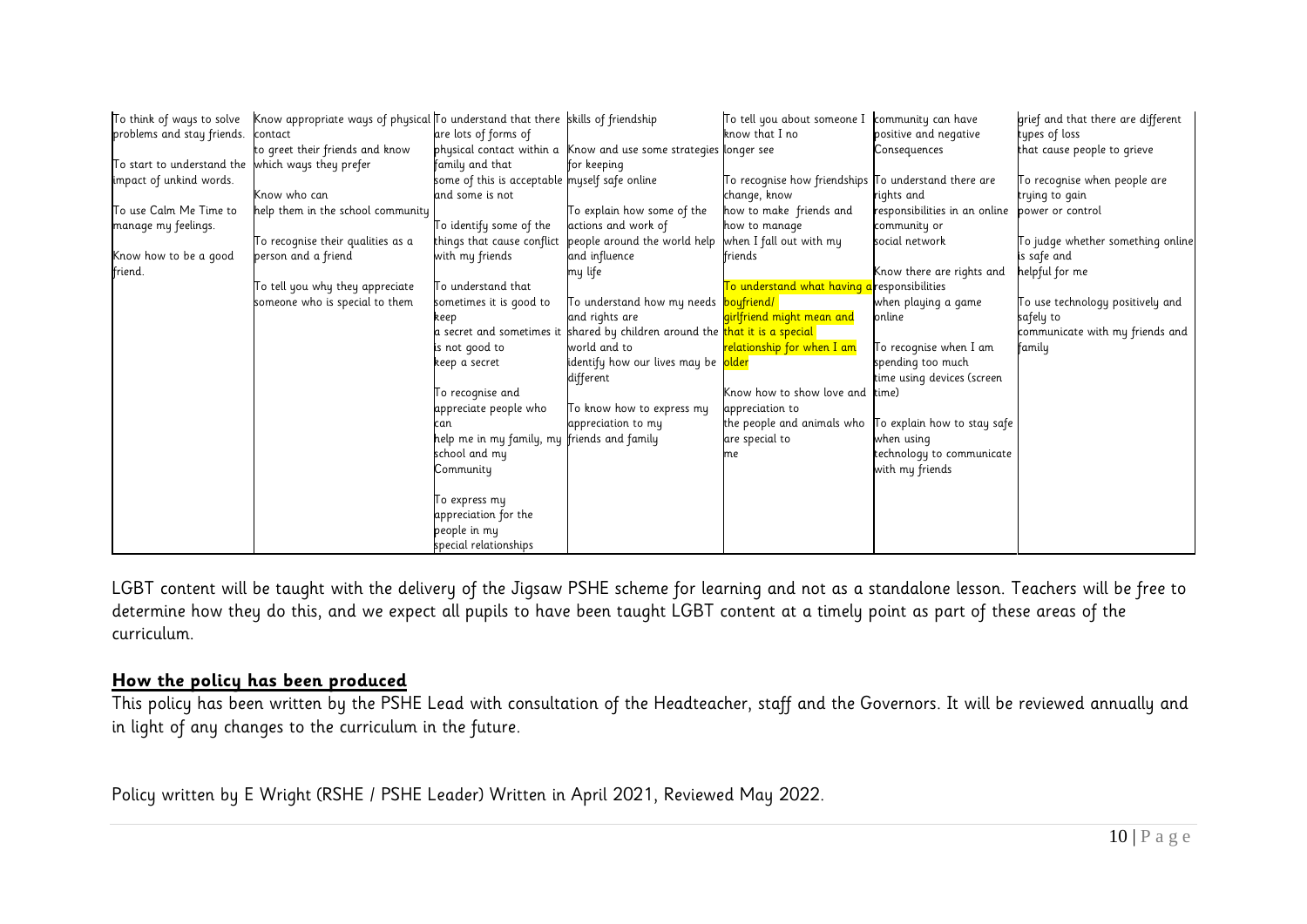| | | | | | | |
|---|---|---|---|---|---|---|
| To think of ways to solve problems and stay friends.<br><br>To start to understand the impact of unkind words.<br><br>To use Calm Me Time to manage my feelings.<br><br>Know how to be a good friend. | Know appropriate ways of physical contact<br>to greet their friends and know which ways they prefer<br><br>Know who can help them in the school community<br><br>To recognise their qualities as a person and a friend<br><br>To tell you why they appreciate someone who is special to them | To understand that there are lots of forms of physical contact within a family and that some of this is acceptable and some is not<br><br>To identify some of the things that cause conflict with my friends<br><br>To understand that sometimes it is good to keep a secret and sometimes it is not good to keep a secret<br><br>To recognise and appreciate people who can help me in my family, my school and my Community<br><br>To express my appreciation for the people in my special relationships | skills of friendship<br><br>Know and use some strategies for keeping myself safe online<br><br>To explain how some of the actions and work of people around the world help and influence my life<br><br>To understand how my needs and rights are shared by children around the world and to identify how our lives may be different<br><br>To know how to express my appreciation to my friends and family | To tell you about someone I know that I no longer see<br><br>To recognise how friendships change, know how to make friends and how to manage when I fall out with my friends<br><br>To understand what having a boyfriend/ girlfriend might mean and that it is a special relationship for when I am older<br><br>Know how to show love and appreciation to the people and animals who are special to me | community can have positive and negative Consequences<br><br>To understand there are rights and responsibilities in an online community or social network<br><br>Know there are rights and responsibilities when playing a game online<br><br>To recognise when I am spending too much time using devices (screen time)<br><br>To explain how to stay safe when using technology to communicate with my friends | grief and that there are different types of loss that cause people to grieve<br><br>To recognise when people are trying to gain power or control<br><br>To judge whether something online is safe and helpful for me<br><br>To use technology positively and safely to communicate with my friends and family |

LGBT content will be taught with the delivery of the Jigsaw PSHE scheme for learning and not as a standalone lesson. Teachers will be free to determine how they do this, and we expect all pupils to have been taught LGBT content at a timely point as part of these areas of the curriculum.

## **How the policy has been produced**

This policy has been written by the PSHE Lead with consultation of the Headteacher, staff and the Governors. It will be reviewed annually and in light of any changes to the curriculum in the future.

Policy written by E Wright (RSHE / PSHE Leader) Written in April 2021, Reviewed May 2022.